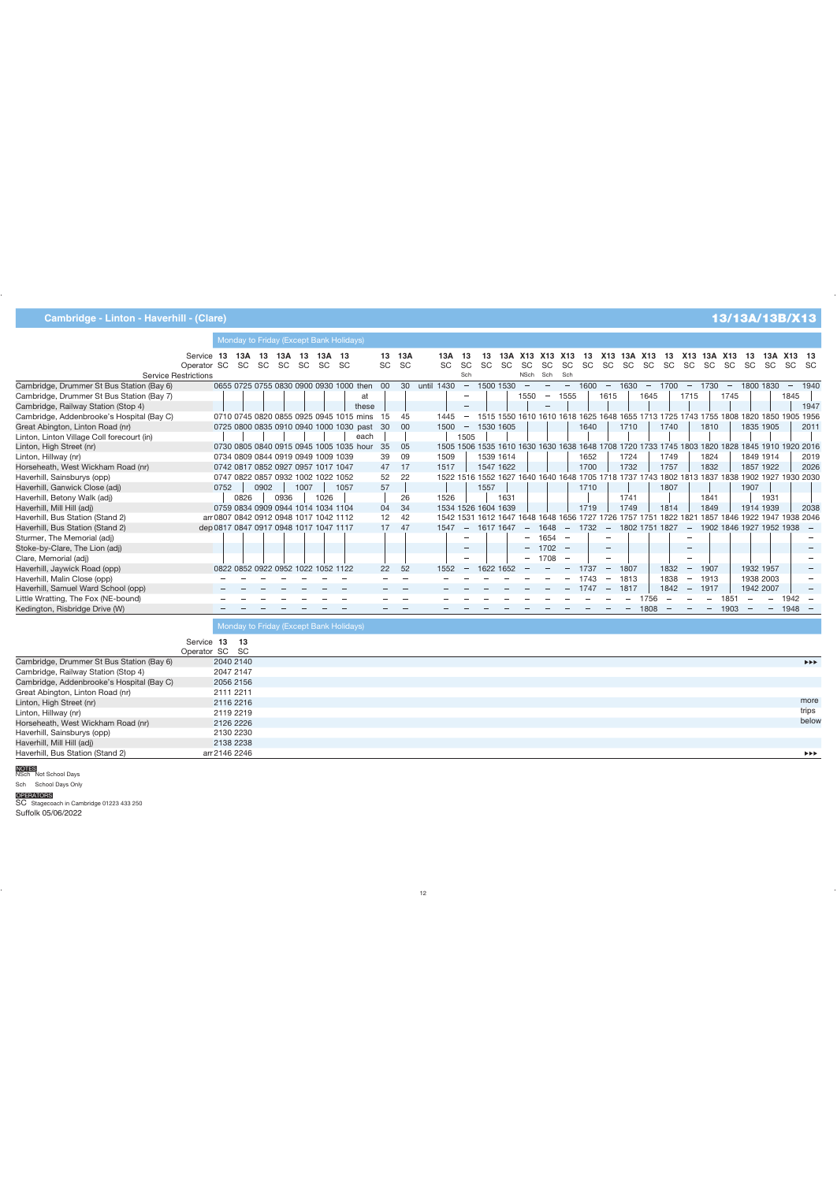## Cambridge - Linton - Haverhill - (Clare)

## 13/13A/13B/X13

### Monday to Friday (Except Bank Holidays)

| Service | 13 | 13A | 13 | 13A | 13 | 13A | 13 | | 13 | 13A | | 13A | 13 | 13 | 13A | X13 | X13 | X13 | 13 | X13 | 13A | X13 | 13 | X13 | 13A | X13 | 13 | 13A | X13 | 13 |
|---|---|---|---|---|---|---|---|---|---|---|---|---|---|---|---|---|---|---|---|---|---|---|---|---|---|---|---|---|---|---|
| Operator | SC | SC | SC | SC | SC | SC | SC | | SC | SC | | SC | SC | SC | SC | SC | SC | SC | SC | SC | SC | SC | SC | SC | SC | SC | SC | SC | SC | SC |
| Service Restrictions | | | | | | | | | | | | | Sch | | | NSch | Sch | Sch | | | | | | | | | | | | |
| Cambridge, Drummer St Bus Station (Bay 6) | 0655 | 0725 | 0755 | 0830 | 0900 | 0930 | 1000 | then | 00 | 30 | until | 1430 | – | 1500 | 1530 | – | – | – | 1600 | – | 1630 | – | 1700 | – | 1730 | – | 1800 | 1830 | – | 1940 |
| Cambridge, Drummer St Bus Station (Bay 7) | | | | | | | | at | | | | | – | | | 1550 | – | 1555 | | 1615 | | 1645 | | 1715 | | 1745 | | | 1845 | |
| Cambridge, Railway Station (Stop 4) | | | | | | | | these | | | | | – | | | | – | | | | | | | | | | | | | 1947 |
| Cambridge, Addenbrooke's Hospital (Bay C) | 0710 | 0745 | 0820 | 0855 | 0925 | 0945 | 1015 | mins | 15 | 45 | | 1445 | – | 1515 | 1550 | 1610 | 1610 | 1618 | 1625 | 1648 | 1655 | 1713 | 1725 | 1743 | 1755 | 1808 | 1820 | 1850 | 1905 | 1956 |
| Great Abington, Linton Road (nr) | 0725 | 0800 | 0835 | 0910 | 0940 | 1000 | 1030 | past | 30 | 00 | | 1500 | – | 1530 | 1605 | | | | 1640 | | 1710 | | 1740 | | 1810 | | 1835 | 1905 | | 2011 |
| Linton, Linton Village Coll forecourt (in) | | | | | | | | each | | | | | 1505 | | | | | | | | | | | | | | | | | |
| Linton, High Street (nr) | 0730 | 0805 | 0840 | 0915 | 0945 | 1005 | 1035 | hour | 35 | 05 | | 1505 | 1506 | 1535 | 1610 | 1630 | 1630 | 1638 | 1648 | 1708 | 1720 | 1733 | 1745 | 1803 | 1820 | 1828 | 1845 | 1910 | 1920 | 2016 |
| Linton, Hillway (nr) | 0734 | 0809 | 0844 | 0919 | 0949 | 1009 | 1039 | | 39 | 09 | | 1509 | | 1539 | 1614 | | | | 1652 | | 1724 | | 1749 | | 1824 | | 1849 | 1914 | | 2019 |
| Horseheath, West Wickham Road (nr) | 0742 | 0817 | 0852 | 0927 | 0957 | 1017 | 1047 | | 47 | 17 | | 1517 | | 1547 | 1622 | | | | 1700 | | 1732 | | 1757 | | 1832 | | 1857 | 1922 | | 2026 |
| Haverhill, Sainsburys (opp) | 0747 | 0822 | 0857 | 0932 | 1002 | 1022 | 1052 | | 52 | 22 | | 1522 | 1516 | 1552 | 1627 | 1640 | 1640 | 1648 | 1705 | 1718 | 1737 | 1743 | 1802 | 1813 | 1837 | 1838 | 1902 | 1927 | 1930 | 2030 |
| Haverhill, Ganwick Close (adj) | 0752 | | 0902 | | 1007 | | 1057 | | 57 | | | | | 1557 | | | | | 1710 | | | | 1807 | | | | 1907 | | | |
| Haverhill, Betony Walk (adj) | | 0826 | | 0936 | | 1026 | | | | 26 | | 1526 | | | 1631 | | | | | | 1741 | | | | 1841 | | | 1931 | | |
| Haverhill, Mill Hill (adj) | 0759 | 0834 | 0909 | 0944 | 1014 | 1034 | 1104 | | 04 | 34 | | 1534 | 1526 | 1604 | 1639 | | | | 1719 | | 1749 | | 1814 | | 1849 | | 1914 | 1939 | | 2038 |
| Haverhill, Bus Station (Stand 2) arr | 0807 | 0842 | 0912 | 0948 | 1017 | 1042 | 1112 | | 12 | 42 | | 1542 | 1531 | 1612 | 1647 | 1648 | 1648 | 1656 | 1727 | 1726 | 1757 | 1751 | 1822 | 1821 | 1857 | 1846 | 1922 | 1947 | 1938 | 2046 |
| Haverhill, Bus Station (Stand 2) dep | 0817 | 0847 | 0917 | 0948 | 1017 | 1047 | 1117 | | 17 | 47 | | 1547 | – | 1617 | 1647 | – | 1648 | – | 1732 | – | 1802 | 1751 | 1827 | – | 1902 | 1846 | 1927 | 1952 | 1938 | – |
| Sturmer, The Memorial (adj) | | | | | | | | | | | | | – | | | – | 1654 | – | | – | | | | – | | | | | | – |
| Stoke-by-Clare, The Lion (adj) | | | | | | | | | | | | | – | | | – | 1702 | – | | – | | | | – | | | | | | – |
| Clare, Memorial (adj) | | | | | | | | | | | | | – | | | – | 1708 | – | | – | | | | – | | | | | | – |
| Haverhill, Jaywick Road (opp) | 0822 | 0852 | 0922 | 0952 | 1022 | 1052 | 1122 | | 22 | 52 | | 1552 | – | 1622 | 1652 | – | – | – | 1737 | – | 1807 | | 1832 | – | 1907 | | 1932 | 1957 | | – |
| Haverhill, Malin Close (opp) | – | – | – | – | – | – | – | | – | – | | – | – | – | – | – | – | – | 1743 | – | 1813 | | 1838 | – | 1913 | | 1938 | 2003 | | – |
| Haverhill, Samuel Ward School (opp) | – | – | – | – | – | – | – | | – | – | | – | – | – | – | – | – | – | 1747 | – | 1817 | | 1842 | – | 1917 | | 1942 | 2007 | | – |
| Little Wratting, The Fox (NE-bound) | – | – | – | – | – | – | – | | – | – | | – | – | – | – | – | – | – | – | – | – | 1756 | – | – | – | 1851 | – | – | 1942 | – |
| Kedington, Risbridge Drive (W) | – | – | – | – | – | – | – | | – | – | | – | – | – | – | – | – | – | – | – | – | 1808 | – | – | – | 1903 | – | – | 1948 | – |

### Monday to Friday (Except Bank Holidays)

| Service | 13 | 13 |
|---|---|---|
| Operator | SC | SC |
| Cambridge, Drummer St Bus Station (Bay 6) | 2040 | 2140 |
| Cambridge, Railway Station (Stop 4) | 2047 | 2147 |
| Cambridge, Addenbrooke's Hospital (Bay C) | 2056 | 2156 |
| Great Abington, Linton Road (nr) | 2111 | 2211 |
| Linton, High Street (nr) | 2116 | 2216 |
| Linton, Hillway (nr) | 2119 | 2219 |
| Horseheath, West Wickham Road (nr) | 2126 | 2226 |
| Haverhill, Sainsburys (opp) | 2130 | 2230 |
| Haverhill, Mill Hill (adj) | 2138 | 2238 |
| Haverhill, Bus Station (Stand 2) arr | 2146 | 2246 |

▸▸▸ more trips below ▸▸▸

**NOTES**

NSch Not School Days

Sch School Days Only

**OPERATORS**

SC Stagecoach in Cambridge 01223 433 250

Suffolk 05/06/2022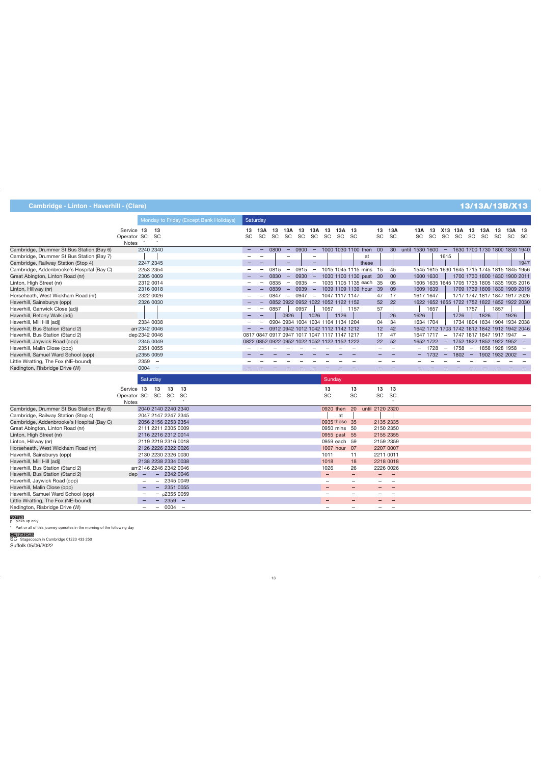# Cambridge - Linton - Haverhill - (Clare)

## 13/13A/13B/X13

### Monday to Friday (Except Bank Holidays)

| Service | 13 | 13 |
|---|---|---|
| Operator | SC | SC |
| Notes | * | * |
| Cambridge, Drummer St Bus Station (Bay 6) | 2240 | 2340 |
| Cambridge, Drummer St Bus Station (Bay 7) | \| | \| |
| Cambridge, Railway Station (Stop 4) | 2247 | 2345 |
| Cambridge, Addenbrooke's Hospital (Bay C) | 2253 | 2354 |
| Great Abington, Linton Road (nr) | 2305 | 0009 |
| Linton, High Street (nr) | 2312 | 0014 |
| Linton, Hillway (nr) | 2316 | 0018 |
| Horseheath, West Wickham Road (nr) | 2322 | 0026 |
| Haverhill, Sainsburys (opp) | 2326 | 0030 |
| Haverhill, Gainwick Close (adj) | | |
| Haverhill, Betony Walk (adj) | | |
| Haverhill, Mill Hill (adj) | 2334 | 0038 |
| Haverhill, Bus Station (Stand 2) arr | 2342 | 0046 |
| Haverhill, Bus Station (Stand 2) dep | 2342 | 0046 |
| Haverhill, Jaywick Road (opp) | 2345 | 0049 |
| Haverhill, Malin Close (opp) | 2351 | 0055 |
| Haverhill, Samuel Ward School (opp) | p2355 | 0059 |
| Little Wratting, The Fox (NE-bound) | 2359 | – |
| Kedington, Risbridge Drive (W) | 0004 | – |

### Saturday

| Service | 13 | 13A | 13 | 13A | 13 | 13A | 13 | 13A | 13 | | 13 | 13A | | 13A | 13 | X13 | 13A | 13 | 13A | 13 | 13A | 13 |
|---|---|---|---|---|---|---|---|---|---|---|---|---|---|---|---|---|---|---|---|---|---|---|
| Operator | SC | SC | SC | SC | SC | SC | SC | SC | SC | | SC | SC | | SC | SC | SC | SC | SC | SC | SC | SC | SC |
| Cambridge, Drummer St Bus Station (Bay 6) | – | – | 0800 | – | 0900 | – | 1000 | 1030 | 1100 | then | 00 | 30 | until | 1530 | 1600 | – | 1630 | 1700 | 1730 | 1800 | 1830 | 1940 |
| Cambridge, Drummer St Bus Station (Bay 7) | – | – | \| | – | \| | – | | | | at | \| | \| | | \| | \| | 1615 | \| | \| | \| | \| | \| | \| |
| Cambridge, Railway Station (Stop 4) | – | – | \| | – | \| | – | | | | these | | | | | | | | | | | | 1947 |
| Cambridge, Addenbrooke's Hospital (Bay C) | – | – | 0815 | – | 0915 | – | 1015 | 1045 | 1115 | mins | 15 | 45 | | 1545 | 1615 | 1630 | 1645 | 1715 | 1745 | 1815 | 1845 | 1956 |
| Great Abington, Linton Road (nr) | – | – | 0830 | – | 0930 | – | 1030 | 1100 | 1130 | past | 30 | 00 | | 1600 | 1630 | \| | 1700 | 1730 | 1800 | 1830 | 1900 | 2011 |
| Linton, High Street (nr) | – | – | 0835 | – | 0935 | – | 1035 | 1105 | 1135 | each | 35 | 05 | | 1605 | 1635 | 1645 | 1705 | 1735 | 1805 | 1835 | 1905 | 2016 |
| Linton, Hillway (nr) | – | – | 0839 | – | 0939 | – | 1039 | 1109 | 1139 | hour | 39 | 09 | | 1609 | 1639 | \| | 1709 | 1739 | 1809 | 1839 | 1909 | 2019 |
| Horseheath, West Wickham Road (nr) | – | – | 0847 | – | 0947 | – | 1047 | 1117 | 1147 | | 47 | 17 | | 1617 | 1647 | \| | 1717 | 1747 | 1817 | 1847 | 1917 | 2026 |
| Haverhill, Sainsburys (opp) | – | – | 0852 | 0922 | 0952 | 1022 | 1052 | 1122 | 1152 | | 52 | 22 | | 1622 | 1652 | 1655 | 1722 | 1752 | 1822 | 1852 | 1922 | 2030 |
| Haverhill, Gainwick Close (adj) | – | – | 0857 | \| | 0957 | \| | 1057 | \| | 1157 | | 57 | \| | | \| | 1657 | \| | \| | 1757 | \| | 1857 | \| | \| |
| Haverhill, Betony Walk (adj) | – | – | \| | 0926 | \| | 1026 | \| | 1126 | \| | | \| | 26 | | 1626 | \| | \| | 1726 | \| | 1826 | \| | 1926 | \| |
| Haverhill, Mill Hill (adj) | – | – | 0904 | 0934 | 1004 | 1034 | 1104 | 1134 | 1204 | | 04 | 34 | | 1634 | 1704 | \| | 1734 | 1804 | 1834 | 1904 | 1934 | 2038 |
| Haverhill, Bus Station (Stand 2) arr | – | – | 0912 | 0942 | 1012 | 1042 | 1112 | 1142 | 1212 | | 12 | 42 | | 1642 | 1712 | 1703 | 1742 | 1812 | 1842 | 1912 | 1942 | 2046 |
| Haverhill, Bus Station (Stand 2) dep | 0817 | 0847 | 0917 | 0947 | 1017 | 1047 | 1117 | 1147 | 1217 | | 17 | 47 | | 1647 | 1717 | – | 1747 | 1817 | 1847 | 1917 | 1947 | – |
| Haverhill, Jaywick Road (opp) | 0822 | 0852 | 0922 | 0952 | 1022 | 1052 | 1122 | 1152 | 1222 | | 22 | 52 | | 1652 | 1722 | – | 1752 | 1822 | 1852 | 1922 | 1952 | – |
| Haverhill, Malin Close (opp) | – | – | – | – | – | – | – | – | – | | – | – | | – | 1728 | – | 1758 | – | 1858 | 1928 | 1958 | – |
| Haverhill, Samuel Ward School (opp) | – | – | – | – | – | – | – | – | – | | – | – | | – | 1732 | – | 1802 | – | 1902 | 1932 | 2002 | – |
| Little Wratting, The Fox (NE-bound) | – | – | – | – | – | – | – | – | – | | – | – | | – | – | – | – | – | – | – | – | – |
| Kedington, Risbridge Drive (W) | – | – | – | – | – | – | – | – | – | | – | – | | – | – | – | – | – | – | – | – | – |

### Saturday

| Service | 13 | 13 | 13 | 13 |
|---|---|---|---|---|
| Operator | SC | SC | SC | SC |
| Notes | | | * | * |
| Cambridge, Drummer St Bus Station (Bay 6) | 2040 | 2140 | 2240 | 2340 |
| Cambridge, Railway Station (Stop 4) | 2047 | 2147 | 2247 | 2345 |
| Cambridge, Addenbrooke's Hospital (Bay C) | 2056 | 2156 | 2253 | 2354 |
| Great Abington, Linton Road (nr) | 2111 | 2211 | 2305 | 0009 |
| Linton, High Street (nr) | 2116 | 2216 | 2312 | 0014 |
| Linton, Hillway (nr) | 2119 | 2219 | 2316 | 0018 |
| Horseheath, West Wickham Road (nr) | 2126 | 2226 | 2322 | 0026 |
| Haverhill, Sainsburys (opp) | 2130 | 2230 | 2326 | 0030 |
| Haverhill, Mill Hill (adj) | 2138 | 2238 | 2334 | 0038 |
| Haverhill, Bus Station (Stand 2) arr | 2146 | 2246 | 2342 | 0046 |
| Haverhill, Bus Station (Stand 2) dep | – | – | 2342 | 0046 |
| Haverhill, Jaywick Road (opp) | – | – | 2345 | 0049 |
| Haverhill, Malin Close (opp) | – | – | 2351 | 0055 |
| Haverhill, Samuel Ward School (opp) | – | – | p2355 | 0059 |
| Little Wratting, The Fox (NE-bound) | – | – | 2359 | – |
| Kedington, Risbridge Drive (W) | – | – | 0004 | – |

### Sunday

| Service | 13 | | 13 | | 13 | 13 |
|---|---|---|---|---|---|---|
| Operator | SC | | SC | | SC | SC |
| Notes | | | | | | * |
| Cambridge, Drummer St Bus Station (Bay 6) | 0920 | then | 20 | until | 2120 | 2320 |
| Cambridge, Railway Station (Stop 4) | \| | at | \| | | \| | \| |
| Cambridge, Addenbrooke's Hospital (Bay C) | 0935 | these | 35 | | 2135 | 2335 |
| Great Abington, Linton Road (nr) | 0950 | mins | 50 | | 2150 | 2350 |
| Linton, High Street (nr) | 0955 | past | 55 | | 2155 | 2355 |
| Linton, Hillway (nr) | 0959 | each | 59 | | 2159 | 2359 |
| Horseheath, West Wickham Road (nr) | 1007 | hour | 07 | | 2207 | 0007 |
| Haverhill, Sainsburys (opp) | 1011 | | 11 | | 2211 | 0011 |
| Haverhill, Mill Hill (adj) | 1018 | | 18 | | 2218 | 0018 |
| Haverhill, Bus Station (Stand 2) arr | 1026 | | 26 | | 2226 | 0026 |
| Haverhill, Bus Station (Stand 2) dep | – | | – | | – | – |
| Haverhill, Jaywick Road (opp) | – | | – | | – | – |
| Haverhill, Malin Close (opp) | – | | – | | – | – |
| Haverhill, Samuel Ward School (opp) | – | | – | | – | – |
| Little Wratting, The Fox (NE-bound) | – | | – | | – | – |
| Kedington, Risbridge Drive (W) | – | | – | | – | – |

**NOTES**

p picks up only

* Part or all of this journey operates in the morning of the following day

**OPERATORS**

SC Stagecoach in Cambridge 01223 433 250

Suffolk 05/06/2022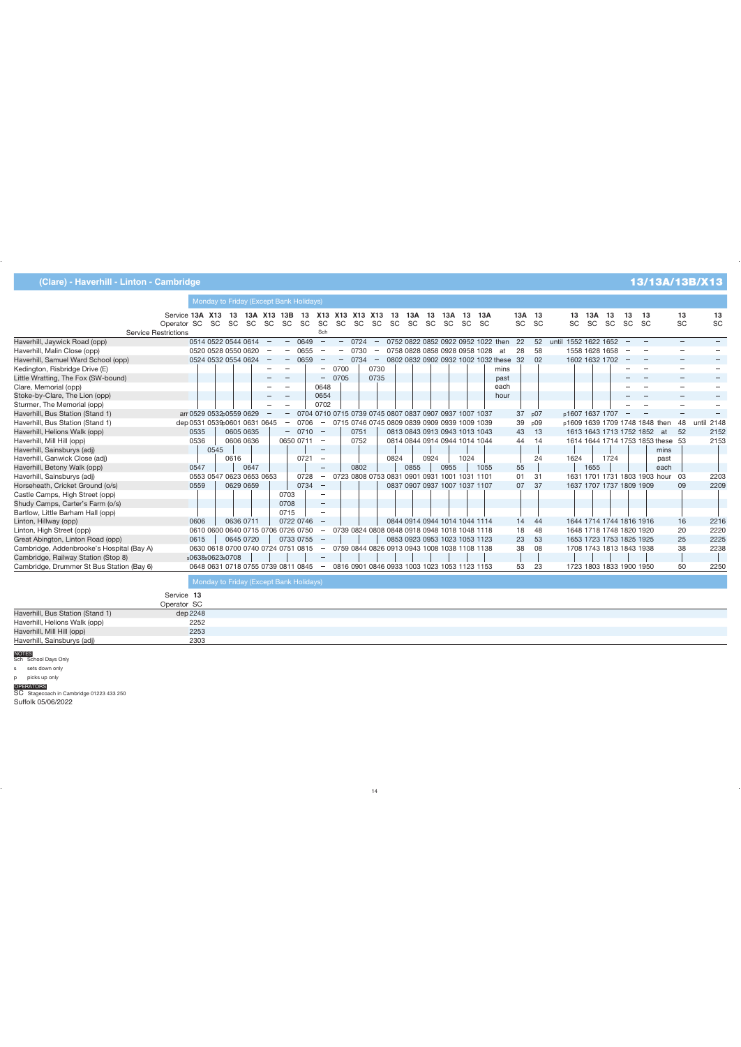## (Clare) - Haverhill - Linton - Cambridge

**13/13A/13B/X13**

Monday to Friday (Except Bank Holidays)

| Service | | 13A | X13 | 13 | 13A | X13 | 13B | 13 | X13 | X13 | X13 | X13 | 13 | 13A | 13 | 13A | 13 | 13A | | 13A | 13 | | 13 | 13A | 13 | 13 | 13 | | 13 | | 13 |
|---|---|---|---|---|---|---|---|---|---|---|---|---|---|---|---|---|---|---|---|---|---|---|---|---|---|---|---|---|---|---|---|
| Operator | | SC | SC | SC | SC | SC | SC | SC | SC | SC | SC | SC | SC | SC | SC | SC | SC | SC | | SC | SC | | SC | SC | SC | SC | SC | | SC | | SC |
| Service Restrictions | | | | | | | | | Sch | | | | | | | | | | | | | | | | | | | | | | |
| Haverhill, Jaywick Road (opp) | | 0514 | 0522 | 0544 | 0614 | – | – | 0649 | – | – | 0724 | – | 0752 | 0822 | 0852 | 0922 | 0952 | 1022 | then | 22 | 52 | until | 1552 | 1622 | 1652 | – | – | | – | | – |
| Haverhill, Malin Close (opp) | | 0520 | 0528 | 0550 | 0620 | – | – | 0655 | – | – | 0730 | – | 0758 | 0828 | 0858 | 0928 | 0958 | 1028 | at | 28 | 58 | | 1558 | 1628 | 1658 | – | – | | – | | – |
| Haverhill, Samuel Ward School (opp) | | 0524 | 0532 | 0554 | 0624 | – | – | 0659 | – | – | 0734 | – | 0802 | 0832 | 0902 | 0932 | 1002 | 1032 | these | 32 | 02 | | 1602 | 1632 | 1702 | – | – | | – | | – |
| Kedington, Risbridge Drive (E) | | | | | | – | – | | – | 0700 | | 0730 | | | | | | | mins | | | | | | | – | – | | – | | – |
| Little Wratting, The Fox (SW-bound) | | | | | | – | – | | – | 0705 | | 0735 | | | | | | | past | | | | | | | – | – | | – | | – |
| Clare, Memorial (opp) | | | | | | – | – | | 0648 | | | | | | | | | | each | | | | | | | – | – | | – | | – |
| Stoke-by-Clare, The Lion (opp) | | | | | | – | – | | 0654 | | | | | | | | | | hour | | | | | | | – | – | | – | | – |
| Sturmer, The Memorial (opp) | | | | | | – | – | | 0702 | | | | | | | | | | | | | | | | | – | – | | – | | – |
| Haverhill, Bus Station (Stand 1) | arr | 0529 | 0532 | p0559 | 0629 | – | – | 0704 | 0710 | 0715 | 0739 | 0745 | 0807 | 0837 | 0907 | 0937 | 1007 | 1037 | | 37 | p07 | | p1607 | 1637 | 1707 | – | – | | – | | – |
| Haverhill, Bus Station (Stand 1) | dep | 0531 | 0539 | p0601 | 0631 | 0645 | – | 0706 | – | 0715 | 0746 | 0745 | 0809 | 0839 | 0909 | 0939 | 1009 | 1039 | | 39 | p09 | | p1609 | 1639 | 1709 | 1748 | 1848 | then | 48 | until | 2148 |
| Haverhill, Helions Walk (opp) | | 0535 | | 0605 | 0635 | | – | 0710 | – | | 0751 | | 0813 | 0843 | 0913 | 0943 | 1013 | 1043 | | 43 | 13 | | 1613 | 1643 | 1713 | 1752 | 1852 | at | 52 | | 2152 |
| Haverhill, Mill Hill (opp) | | 0536 | | 0606 | 0636 | | 0650 | 0711 | – | | 0752 | | 0814 | 0844 | 0914 | 0944 | 1014 | 1044 | | 44 | 14 | | 1614 | 1644 | 1714 | 1753 | 1853 | these | 53 | | 2153 |
| Haverhill, Sainsburys (adj) | | | 0545 | | | | | | – | | | | | | | | | | | | | | | | | | | mins | | | |
| Haverhill, Ganwick Close (adj) | | | | 0616 | | | | 0721 | – | | | | 0824 | | 0924 | | 1024 | | | | 24 | | 1624 | | 1724 | | | past | | | |
| Haverhill, Betony Walk (opp) | | 0547 | | | 0647 | | | | – | | 0802 | | | 0855 | | 0955 | | 1055 | | 55 | | | | 1655 | | | | each | | | |
| Haverhill, Sainsburys (adj) | | 0553 | 0547 | 0623 | 0653 | 0653 | | 0728 | – | 0723 | 0808 | 0753 | 0831 | 0901 | 0931 | 1001 | 1031 | 1101 | | 01 | 31 | | 1631 | 1701 | 1731 | 1803 | 1903 | hour | 03 | | 2203 |
| Horseheath, Cricket Ground (o/s) | | 0559 | | 0629 | 0659 | | | 0734 | – | | | | 0837 | 0907 | 0937 | 1007 | 1037 | 1107 | | 07 | 37 | | 1637 | 1707 | 1737 | 1809 | 1909 | | 09 | | 2209 |
| Castle Camps, High Street (opp) | | | | | | | 0703 | | – | | | | | | | | | | | | | | | | | | | | | | |
| Shudy Camps, Carter's Farm (o/s) | | | | | | | 0708 | | – | | | | | | | | | | | | | | | | | | | | | | |
| Bartlow, Little Barham Hall (opp) | | | | | | | 0715 | | – | | | | | | | | | | | | | | | | | | | | | | |
| Linton, Hillway (opp) | | 0606 | | 0636 | 0711 | | 0722 | 0746 | – | | | | 0844 | 0914 | 0944 | 1014 | 1044 | 1114 | | 14 | 44 | | 1644 | 1714 | 1744 | 1816 | 1916 | | 16 | | 2216 |
| Linton, High Street (opp) | | 0610 | 0600 | 0640 | 0715 | 0706 | 0726 | 0750 | – | 0739 | 0824 | 0808 | 0848 | 0918 | 0948 | 1018 | 1048 | 1118 | | 18 | 48 | | 1648 | 1718 | 1748 | 1820 | 1920 | | 20 | | 2220 |
| Great Abington, Linton Road (opp) | | 0615 | | 0645 | 0720 | | 0733 | 0755 | – | | | | 0853 | 0923 | 0953 | 1023 | 1053 | 1123 | | 23 | 53 | | 1653 | 1723 | 1753 | 1825 | 1925 | | 25 | | 2225 |
| Cambridge, Addenbrooke's Hospital (Bay A) | | 0630 | 0618 | 0700 | 0740 | 0724 | 0751 | 0815 | – | 0759 | 0844 | 0826 | 0913 | 0943 | 1008 | 1038 | 1108 | 1138 | | 38 | 08 | | 1708 | 1743 | 1813 | 1843 | 1938 | | 38 | | 2238 |
| Cambridge, Railway Station (Stop 8) | | s0638 | s0623 | s0708 | | | | | – | | | | | | | | | | | | | | | | | | | | | | |
| Cambridge, Drummer St Bus Station (Bay 6) | | 0648 | 0631 | 0718 | 0755 | 0739 | 0811 | 0845 | – | 0816 | 0901 | 0846 | 0933 | 1003 | 1023 | 1053 | 1123 | 1153 | | 53 | 23 | | 1723 | 1803 | 1833 | 1900 | 1950 | | 50 | | 2250 |

Monday to Friday (Except Bank Holidays)

| Service | | 13 |
|---|---|---|
| Operator | | SC |
| Haverhill, Bus Station (Stand 1) | dep | 2248 |
| Haverhill, Helions Walk (opp) | | 2252 |
| Haverhill, Mill Hill (opp) | | 2253 |
| Haverhill, Sainsburys (adj) | | 2303 |

**NOTES**

Sch School Days Only

s sets down only

p picks up only

**OPERATORS**

SC Stagecoach in Cambridge 01223 433 250

Suffolk 05/06/2022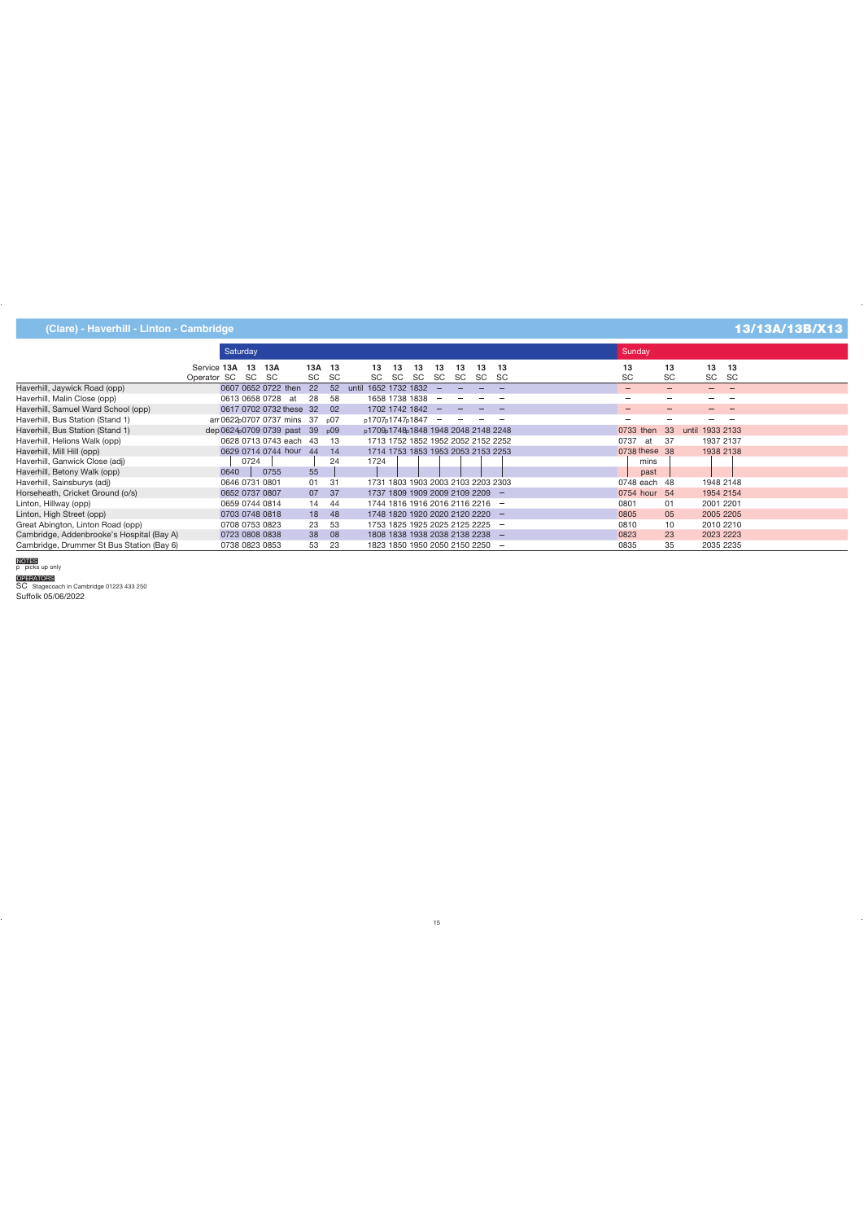## (Clare) - Haverhill - Linton - Cambridge

## 13/13A/13B/X13

| | Saturday | | | | | | | | | | | | | | Sunday | | | | | |
|---|---|---|---|---|---|---|---|---|---|---|---|---|---|---|---|---|---|---|---|---|
| Service | 13A | 13 | 13A | | 13A | 13 | | 13 | 13 | 13 | 13 | 13 | 13 | 13 | 13 | | 13 | | 13 | 13 |
| Operator | SC | SC | SC | | SC | SC | | SC | SC | SC | SC | SC | SC | SC | SC | | SC | | SC | SC |
| Haverhill, Jaywick Road (opp) | 0607 | 0652 | 0722 | then | 22 | 52 | until | 1652 | 1732 | 1832 | – | – | – | – | – | | – | | – | – |
| Haverhill, Malin Close (opp) | 0613 | 0658 | 0728 | at | 28 | 58 | | 1658 | 1738 | 1838 | – | – | – | – | – | | – | | – | – |
| Haverhill, Samuel Ward School (opp) | 0617 | 0702 | 0732 | these | 32 | 02 | | 1702 | 1742 | 1842 | – | – | – | – | – | | – | | – | – |
| Haverhill, Bus Station (Stand 1) arr | 0622 | p0707 | 0737 | mins | 37 | p07 | | p1707 | p1747 | p1847 | – | – | – | – | – | | – | | – | – |
| Haverhill, Bus Station (Stand 1) dep | 0624 | p0709 | 0739 | past | 39 | p09 | | p1709 | p1748 | p1848 | 1948 | 2048 | 2148 | 2248 | 0733 | then | 33 | until | 1933 | 2133 |
| Haverhill, Helions Walk (opp) | 0628 | 0713 | 0743 | each | 43 | 13 | | 1713 | 1752 | 1852 | 1952 | 2052 | 2152 | 2252 | 0737 | at | 37 | | 1937 | 2137 |
| Haverhill, Mill Hill (opp) | 0629 | 0714 | 0744 | hour | 44 | 14 | | 1714 | 1753 | 1853 | 1953 | 2053 | 2153 | 2253 | 0738 | these | 38 | | 1938 | 2138 |
| Haverhill, Ganwick Close (adj) | \| | 0724 | \| | | \| | 24 | | 1724 | \| | \| | \| | \| | \| | \| | \| | mins | \| | | \| | \| |
| Haverhill, Betony Walk (opp) | 0640 | \| | 0755 | | 55 | \| | | \| | \| | \| | \| | \| | \| | \| | \| | past | \| | | \| | \| |
| Haverhill, Sainsburys (adj) | 0646 | 0731 | 0801 | | 01 | 31 | | 1731 | 1803 | 1903 | 2003 | 2103 | 2203 | 2303 | 0748 | each | 48 | | 1948 | 2148 |
| Horseheath, Cricket Ground (o/s) | 0652 | 0737 | 0807 | | 07 | 37 | | 1737 | 1809 | 1909 | 2009 | 2109 | 2209 | – | 0754 | hour | 54 | | 1954 | 2154 |
| Linton, Hillway (opp) | 0659 | 0744 | 0814 | | 14 | 44 | | 1744 | 1816 | 1916 | 2016 | 2116 | 2216 | – | 0801 | | 01 | | 2001 | 2201 |
| Linton, High Street (opp) | 0703 | 0748 | 0818 | | 18 | 48 | | 1748 | 1820 | 1920 | 2020 | 2120 | 2220 | – | 0805 | | 05 | | 2005 | 2205 |
| Great Abington, Linton Road (opp) | 0708 | 0753 | 0823 | | 23 | 53 | | 1753 | 1825 | 1925 | 2025 | 2125 | 2225 | – | 0810 | | 10 | | 2010 | 2210 |
| Cambridge, Addenbrooke's Hospital (Bay A) | 0723 | 0808 | 0838 | | 38 | 08 | | 1808 | 1838 | 1938 | 2038 | 2138 | 2238 | – | 0823 | | 23 | | 2023 | 2223 |
| Cambridge, Drummer St Bus Station (Bay 6) | 0738 | 0823 | 0853 | | 53 | 23 | | 1823 | 1850 | 1950 | 2050 | 2150 | 2250 | – | 0835 | | 35 | | 2035 | 2235 |

NOTES
p picks up only

OPERATORS
SC Stagecoach in Cambridge 01223 433 250

Suffolk 05/06/2022